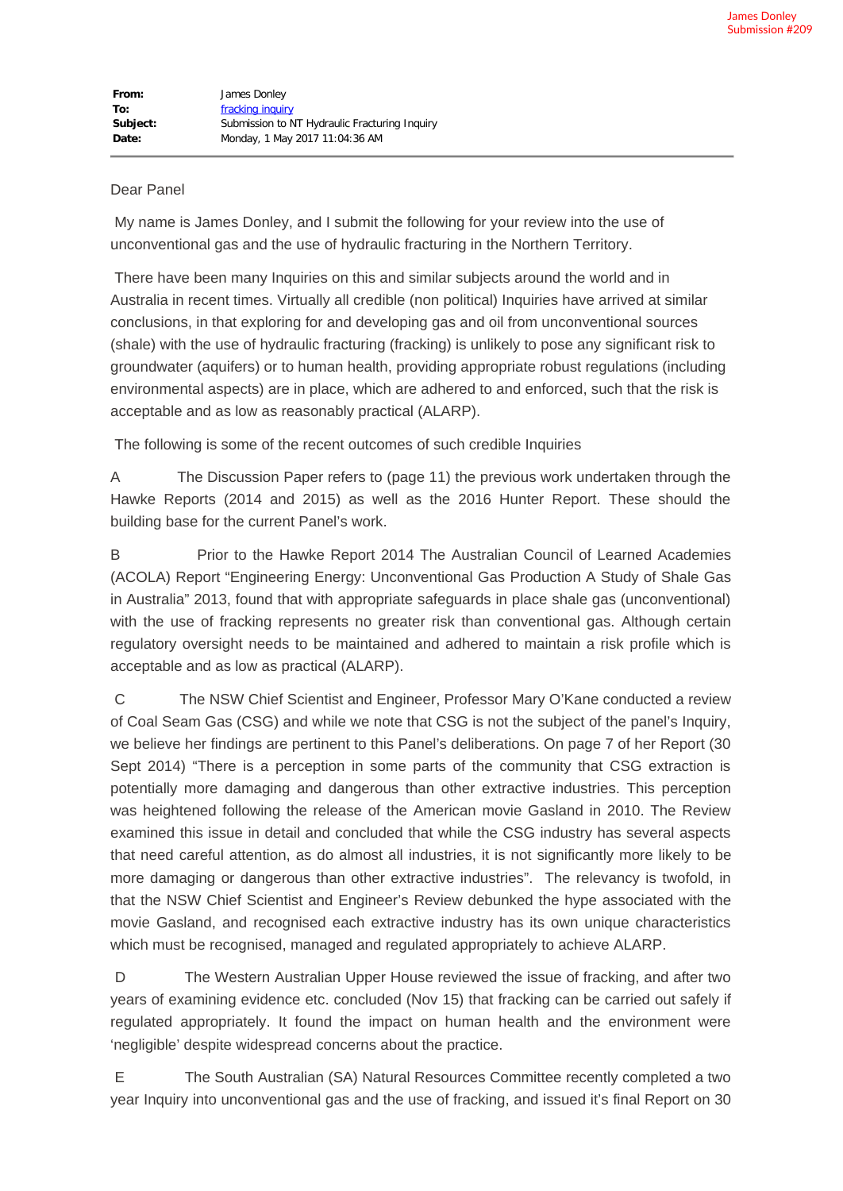James Donley
Submission #209

**From:** James Donley
**To:** fracking inquiry
**Subject:** Submission to NT Hydraulic Fracturing Inquiry
**Date:** Monday, 1 May 2017 11:04:36 AM

---

Dear Panel

My name is James Donley, and I submit the following for your review into the use of unconventional gas and the use of hydraulic fracturing in the Northern Territory.

There have been many Inquiries on this and similar subjects around the world and in Australia in recent times. Virtually all credible (non political) Inquiries have arrived at similar conclusions, in that exploring for and developing gas and oil from unconventional sources (shale) with the use of hydraulic fracturing (fracking) is unlikely to pose any significant risk to groundwater (aquifers) or to human health, providing appropriate robust regulations (including environmental aspects) are in place, which are adhered to and enforced, such that the risk is acceptable and as low as reasonably practical (ALARP).

The following is some of the recent outcomes of such credible Inquiries

A The Discussion Paper refers to (page 11) the previous work undertaken through the Hawke Reports (2014 and 2015) as well as the 2016 Hunter Report. These should the building base for the current Panel's work.

B Prior to the Hawke Report 2014 The Australian Council of Learned Academies (ACOLA) Report "Engineering Energy: Unconventional Gas Production A Study of Shale Gas in Australia" 2013, found that with appropriate safeguards in place shale gas (unconventional) with the use of fracking represents no greater risk than conventional gas. Although certain regulatory oversight needs to be maintained and adhered to maintain a risk profile which is acceptable and as low as practical (ALARP).

C The NSW Chief Scientist and Engineer, Professor Mary O'Kane conducted a review of Coal Seam Gas (CSG) and while we note that CSG is not the subject of the panel's Inquiry, we believe her findings are pertinent to this Panel's deliberations. On page 7 of her Report (30 Sept 2014) "There is a perception in some parts of the community that CSG extraction is potentially more damaging and dangerous than other extractive industries. This perception was heightened following the release of the American movie Gasland in 2010. The Review examined this issue in detail and concluded that while the CSG industry has several aspects that need careful attention, as do almost all industries, it is not significantly more likely to be more damaging or dangerous than other extractive industries". The relevancy is twofold, in that the NSW Chief Scientist and Engineer's Review debunked the hype associated with the movie Gasland, and recognised each extractive industry has its own unique characteristics which must be recognised, managed and regulated appropriately to achieve ALARP.

D The Western Australian Upper House reviewed the issue of fracking, and after two years of examining evidence etc. concluded (Nov 15) that fracking can be carried out safely if regulated appropriately. It found the impact on human health and the environment were 'negligible' despite widespread concerns about the practice.

E The South Australian (SA) Natural Resources Committee recently completed a two year Inquiry into unconventional gas and the use of fracking, and issued it's final Report on 30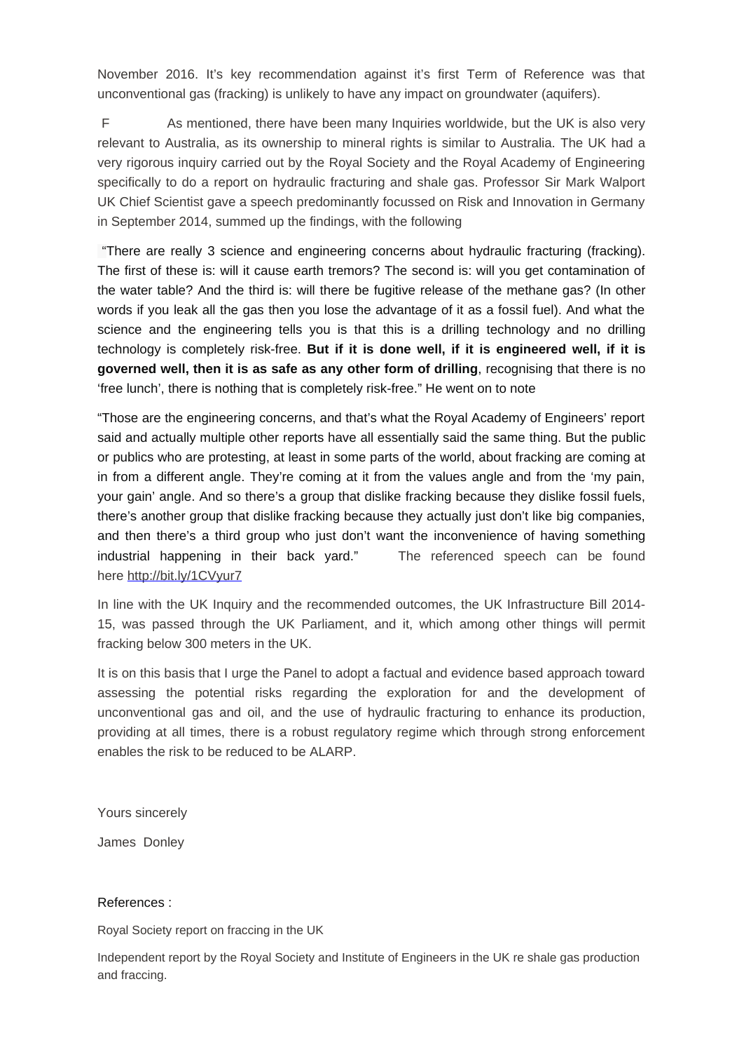November 2016. It's key recommendation against it's first Term of Reference was that unconventional gas (fracking) is unlikely to have any impact on groundwater (aquifers).

F As mentioned, there have been many Inquiries worldwide, but the UK is also very relevant to Australia, as its ownership to mineral rights is similar to Australia. The UK had a very rigorous inquiry carried out by the Royal Society and the Royal Academy of Engineering specifically to do a report on hydraulic fracturing and shale gas. Professor Sir Mark Walport UK Chief Scientist gave a speech predominantly focussed on Risk and Innovation in Germany in September 2014, summed up the findings, with the following

"There are really 3 science and engineering concerns about hydraulic fracturing (fracking). The first of these is: will it cause earth tremors? The second is: will you get contamination of the water table? And the third is: will there be fugitive release of the methane gas? (In other words if you leak all the gas then you lose the advantage of it as a fossil fuel). And what the science and the engineering tells you is that this is a drilling technology and no drilling technology is completely risk-free. **But if it is done well, if it is engineered well, if it is governed well, then it is as safe as any other form of drilling**, recognising that there is no 'free lunch', there is nothing that is completely risk-free." He went on to note

"Those are the engineering concerns, and that's what the Royal Academy of Engineers' report said and actually multiple other reports have all essentially said the same thing. But the public or publics who are protesting, at least in some parts of the world, about fracking are coming at in from a different angle. They're coming at it from the values angle and from the 'my pain, your gain' angle. And so there's a group that dislike fracking because they dislike fossil fuels, there's another group that dislike fracking because they actually just don't like big companies, and then there's a third group who just don't want the inconvenience of having something industrial happening in their back yard." The referenced speech can be found here http://bit.ly/1CVyur7

In line with the UK Inquiry and the recommended outcomes, the UK Infrastructure Bill 2014-15, was passed through the UK Parliament, and it, which among other things will permit fracking below 300 meters in the UK.

It is on this basis that I urge the Panel to adopt a factual and evidence based approach toward assessing the potential risks regarding the exploration for and the development of unconventional gas and oil, and the use of hydraulic fracturing to enhance its production, providing at all times, there is a robust regulatory regime which through strong enforcement enables the risk to be reduced to be ALARP.

Yours sincerely

James Donley

References :

Royal Society report on fraccing in the UK

Independent report by the Royal Society and Institute of Engineers in the UK re shale gas production and fraccing.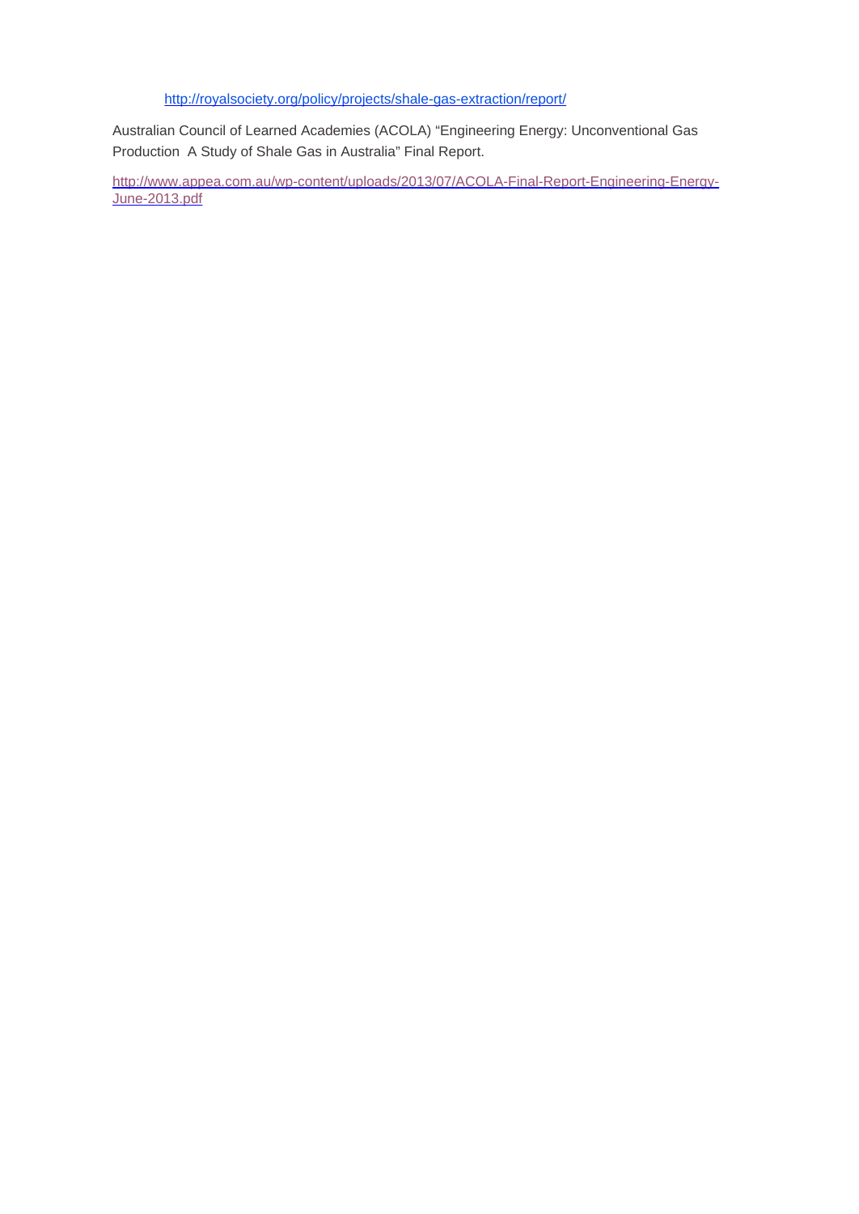http://royalsociety.org/policy/projects/shale-gas-extraction/report/

Australian Council of Learned Academies (ACOLA) "Engineering Energy: Unconventional Gas Production A Study of Shale Gas in Australia" Final Report.

http://www.appea.com.au/wp-content/uploads/2013/07/ACOLA-Final-Report-Engineering-Energy-June-2013.pdf